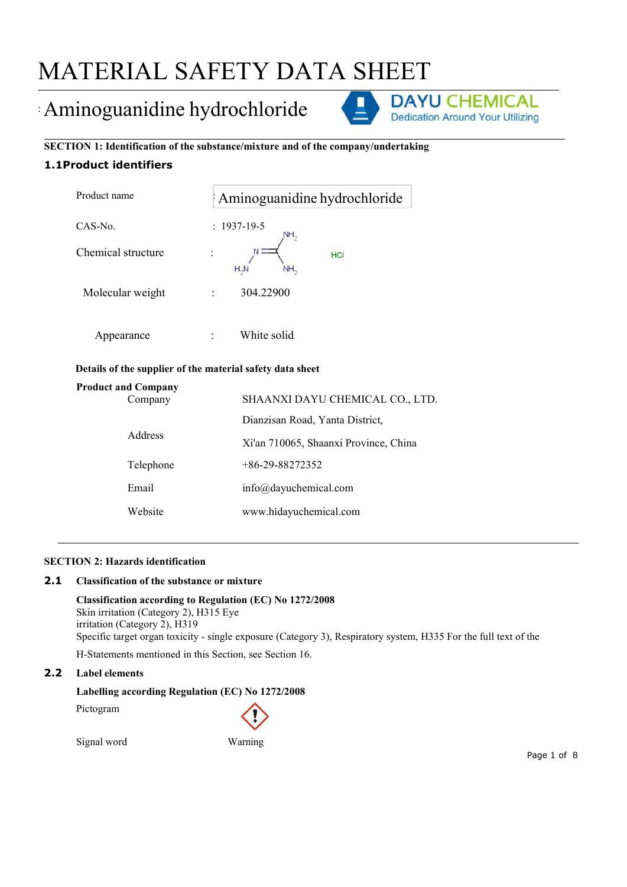# MATERIAL SAFETY DATA SHEET

## Aminoguanidine hydrochloride

DAYU CHEMICAL
Dedication Around Your Utilizing

**SECTION 1: Identification of the substance/mixture and of the company/undertaking**

### 1.1Product identifiers

| | | |
|---|---|---|
| Product name | | Aminoguanidine hydrochloride |
| CAS-No. | : | 1937-19-5 |
| Chemical structure | : | HCl |
| Molecular weight | : | 304.22900 |
| Appearance | : | White solid |

**Details of the supplier of the material safety data sheet**

**Product and Company**

| | |
|---|---|
| Company | SHAANXI DAYU CHEMICAL CO., LTD. |
| Address | Dianzisan Road, Yanta District, Xi'an 710065, Shaanxi Province, China |
| Telephone | +86-29-88272352 |
| Email | info@dayuchemical.com |
| Website | www.hidayuchemical.com |

**SECTION 2: Hazards identification**

**2.1 Classification of the substance or mixture**

**Classification according to Regulation (EC) No 1272/2008**

Skin irritation (Category 2), H315 Eye irritation (Category 2), H319

Specific target organ toxicity - single exposure (Category 3), Respiratory system, H335 For the full text of the H-Statements mentioned in this Section, see Section 16.

**2.2 Label elements**

**Labelling according Regulation (EC) No 1272/2008**

Pictogram

Signal word Warning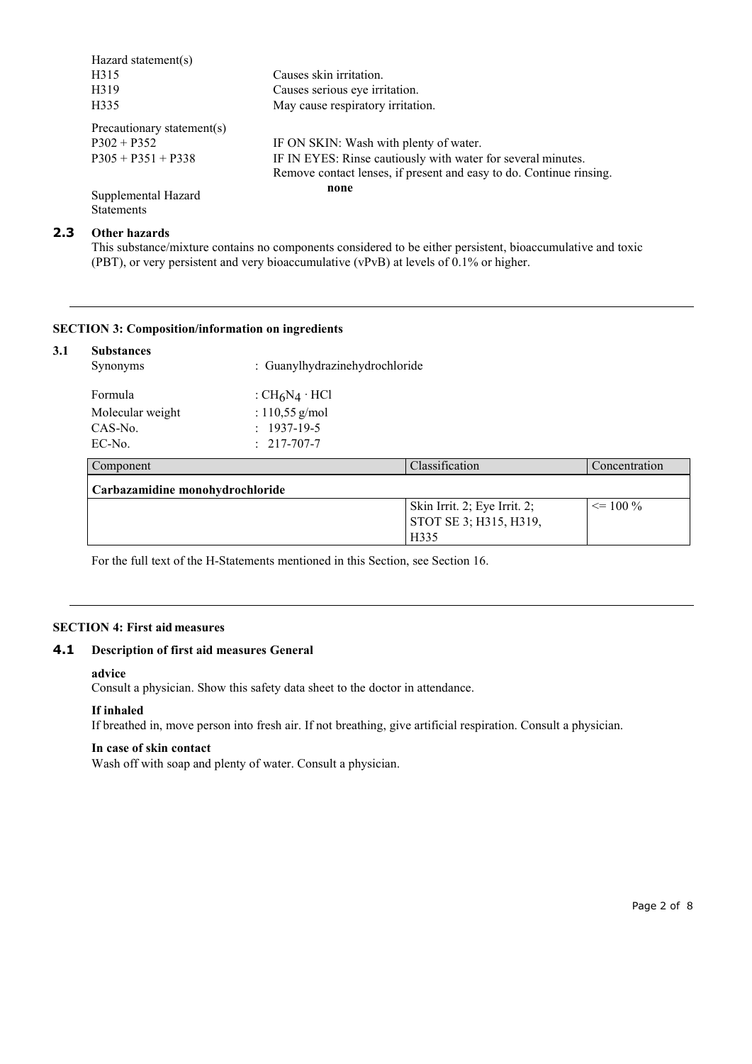Hazard statement(s)

| | |
|---|---|
| H315 | Causes skin irritation. |
| H319 | Causes serious eye irritation. |
| H335 | May cause respiratory irritation. |

Precautionary statement(s)

| | |
|---|---|
| P302 + P352 | IF ON SKIN: Wash with plenty of water. |
| P305 + P351 + P338 | IF IN EYES: Rinse cautiously with water for several minutes. Remove contact lenses, if present and easy to do. Continue rinsing. |

Supplemental Hazard Statements **none**

## 2.3 Other hazards

This substance/mixture contains no components considered to be either persistent, bioaccumulative and toxic (PBT), or very persistent and very bioaccumulative (vPvB) at levels of 0.1% or higher.

---

## SECTION 3: Composition/information on ingredients

### 3.1 Substances

| | |
|---|---|
| Synonyms | : Guanylhydrazinehydrochloride |
| Formula | : $CH_6N_4 \cdot HCl$ |
| Molecular weight | : 110,55 g/mol |
| CAS-No. | : 1937-19-5 |
| EC-No. | : 217-707-7 |

| Component | Classification | Concentration |
|---|---|---|
| **Carbazamidine monohydrochloride** | | |
| | Skin Irrit. 2; Eye Irrit. 2; STOT SE 3; H315, H319, H335 | <= 100 % |

For the full text of the H-Statements mentioned in this Section, see Section 16.

---

## SECTION 4: First aid measures

### 4.1 Description of first aid measures General

**advice**

Consult a physician. Show this safety data sheet to the doctor in attendance.

**If inhaled**

If breathed in, move person into fresh air. If not breathing, give artificial respiration. Consult a physician.

**In case of skin contact**

Wash off with soap and plenty of water. Consult a physician.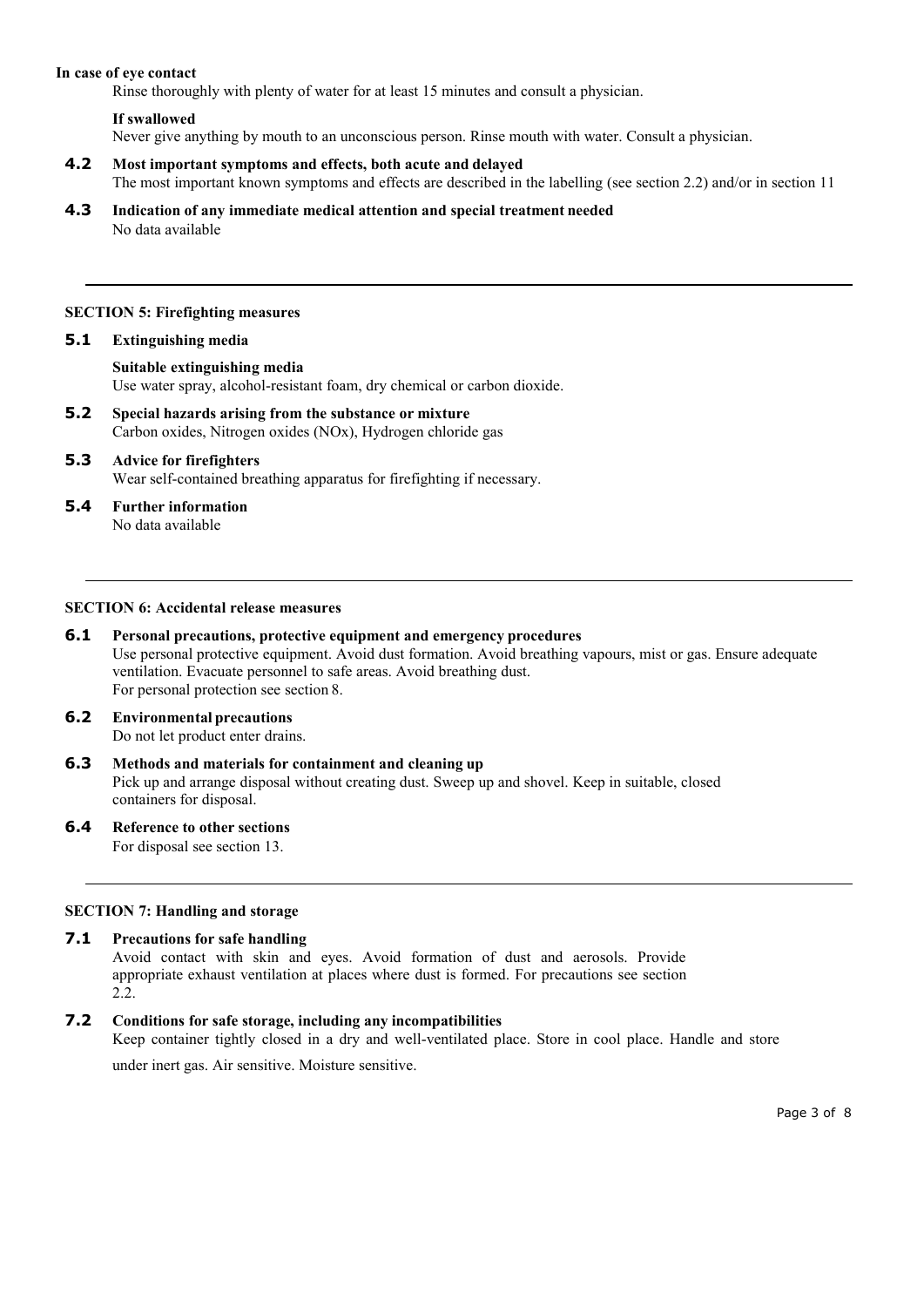**In case of eye contact**

Rinse thoroughly with plenty of water for at least 15 minutes and consult a physician.

**If swallowed**

Never give anything by mouth to an unconscious person. Rinse mouth with water. Consult a physician.

### 4.2 Most important symptoms and effects, both acute and delayed

The most important known symptoms and effects are described in the labelling (see section 2.2) and/or in section 11

### 4.3 Indication of any immediate medical attention and special treatment needed

No data available

## SECTION 5: Firefighting measures

### 5.1 Extinguishing media

**Suitable extinguishing media**

Use water spray, alcohol-resistant foam, dry chemical or carbon dioxide.

### 5.2 Special hazards arising from the substance or mixture

Carbon oxides, Nitrogen oxides (NOx), Hydrogen chloride gas

### 5.3 Advice for firefighters

Wear self-contained breathing apparatus for firefighting if necessary.

### 5.4 Further information

No data available

## SECTION 6: Accidental release measures

### 6.1 Personal precautions, protective equipment and emergency procedures

Use personal protective equipment. Avoid dust formation. Avoid breathing vapours, mist or gas. Ensure adequate ventilation. Evacuate personnel to safe areas. Avoid breathing dust.
For personal protection see section 8.

### 6.2 Environmental precautions

Do not let product enter drains.

### 6.3 Methods and materials for containment and cleaning up

Pick up and arrange disposal without creating dust. Sweep up and shovel. Keep in suitable, closed containers for disposal.

### 6.4 Reference to other sections

For disposal see section 13.

## SECTION 7: Handling and storage

### 7.1 Precautions for safe handling

Avoid contact with skin and eyes. Avoid formation of dust and aerosols. Provide appropriate exhaust ventilation at places where dust is formed. For precautions see section 2.2.

### 7.2 Conditions for safe storage, including any incompatibilities

Keep container tightly closed in a dry and well-ventilated place. Store in cool place. Handle and store under inert gas. Air sensitive. Moisture sensitive.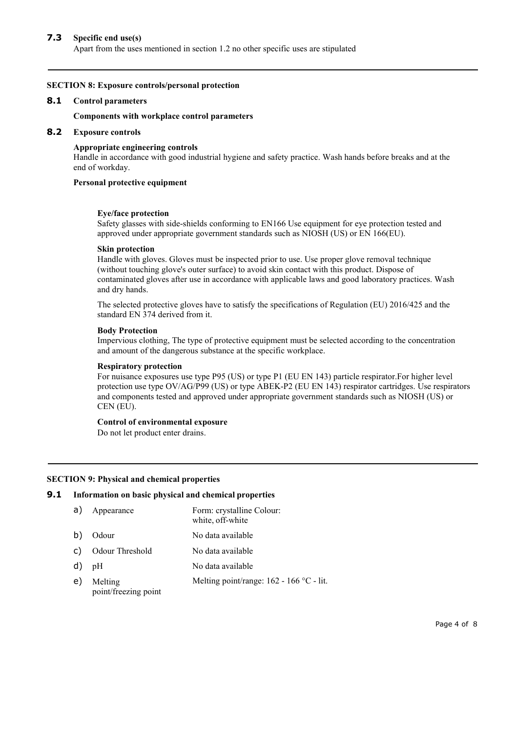### 7.3 Specific end use(s)

Apart from the uses mentioned in section 1.2 no other specific uses are stipulated

## SECTION 8: Exposure controls/personal protection

### 8.1 Control parameters

**Components with workplace control parameters**

### 8.2 Exposure controls

**Appropriate engineering controls**

Handle in accordance with good industrial hygiene and safety practice. Wash hands before breaks and at the end of workday.

**Personal protective equipment**

**Eye/face protection**

Safety glasses with side-shields conforming to EN166 Use equipment for eye protection tested and approved under appropriate government standards such as NIOSH (US) or EN 166(EU).

**Skin protection**

Handle with gloves. Gloves must be inspected prior to use. Use proper glove removal technique (without touching glove's outer surface) to avoid skin contact with this product. Dispose of contaminated gloves after use in accordance with applicable laws and good laboratory practices. Wash and dry hands.

The selected protective gloves have to satisfy the specifications of Regulation (EU) 2016/425 and the standard EN 374 derived from it.

**Body Protection**

Impervious clothing, The type of protective equipment must be selected according to the concentration and amount of the dangerous substance at the specific workplace.

**Respiratory protection**

For nuisance exposures use type P95 (US) or type P1 (EU EN 143) particle respirator.For higher level protection use type OV/AG/P99 (US) or type ABEK-P2 (EU EN 143) respirator cartridges. Use respirators and components tested and approved under appropriate government standards such as NIOSH (US) or CEN (EU).

**Control of environmental exposure**

Do not let product enter drains.

## SECTION 9: Physical and chemical properties

### 9.1 Information on basic physical and chemical properties

| | | |
|---|---|---|
| a) | Appearance | Form: crystalline Colour: white, off-white |
| b) | Odour | No data available |
| c) | Odour Threshold | No data available |
| d) | pH | No data available |
| e) | Melting point/freezing point | Melting point/range: 162 - 166 °C - lit. |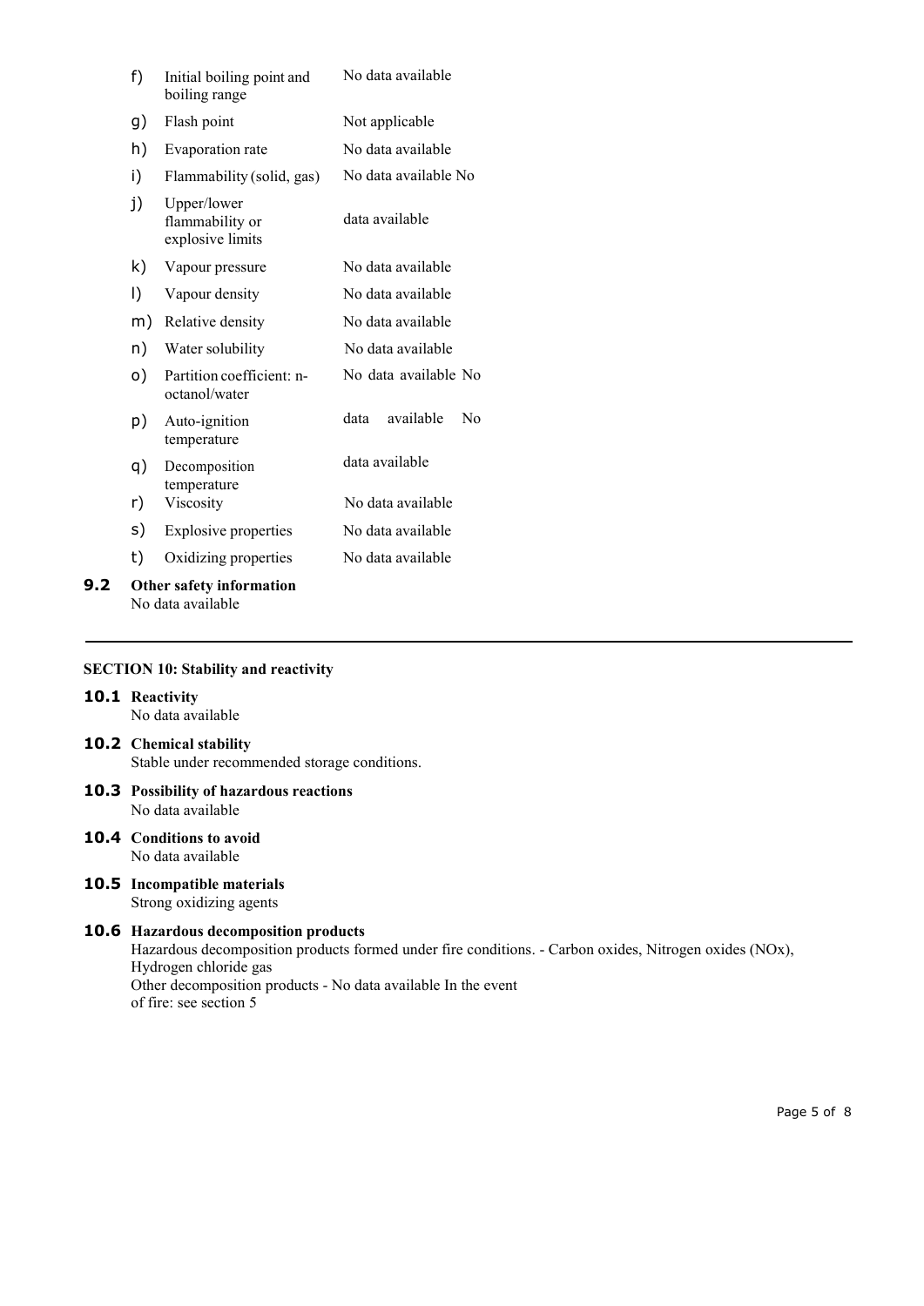| | | |
|---|---|---|
| f) | Initial boiling point and boiling range | No data available |
| g) | Flash point | Not applicable |
| h) | Evaporation rate | No data available |
| i) | Flammability (solid, gas) | No data available No |
| j) | Upper/lower flammability or explosive limits | data available |
| k) | Vapour pressure | No data available |
| l) | Vapour density | No data available |
| m) | Relative density | No data available |
| n) | Water solubility | No data available |
| o) | Partition coefficient: n-octanol/water | No data available No |
| p) | Auto-ignition temperature | data available No |
| q) | Decomposition temperature | data available |
| r) | Viscosity | No data available |
| s) | Explosive properties | No data available |
| t) | Oxidizing properties | No data available |

**9.2 Other safety information**
No data available

## SECTION 10: Stability and reactivity

**10.1 Reactivity**
No data available

**10.2 Chemical stability**
Stable under recommended storage conditions.

**10.3 Possibility of hazardous reactions**
No data available

**10.4 Conditions to avoid**
No data available

**10.5 Incompatible materials**
Strong oxidizing agents

**10.6 Hazardous decomposition products**
Hazardous decomposition products formed under fire conditions. - Carbon oxides, Nitrogen oxides (NOx), Hydrogen chloride gas
Other decomposition products - No data available In the event of fire: see section 5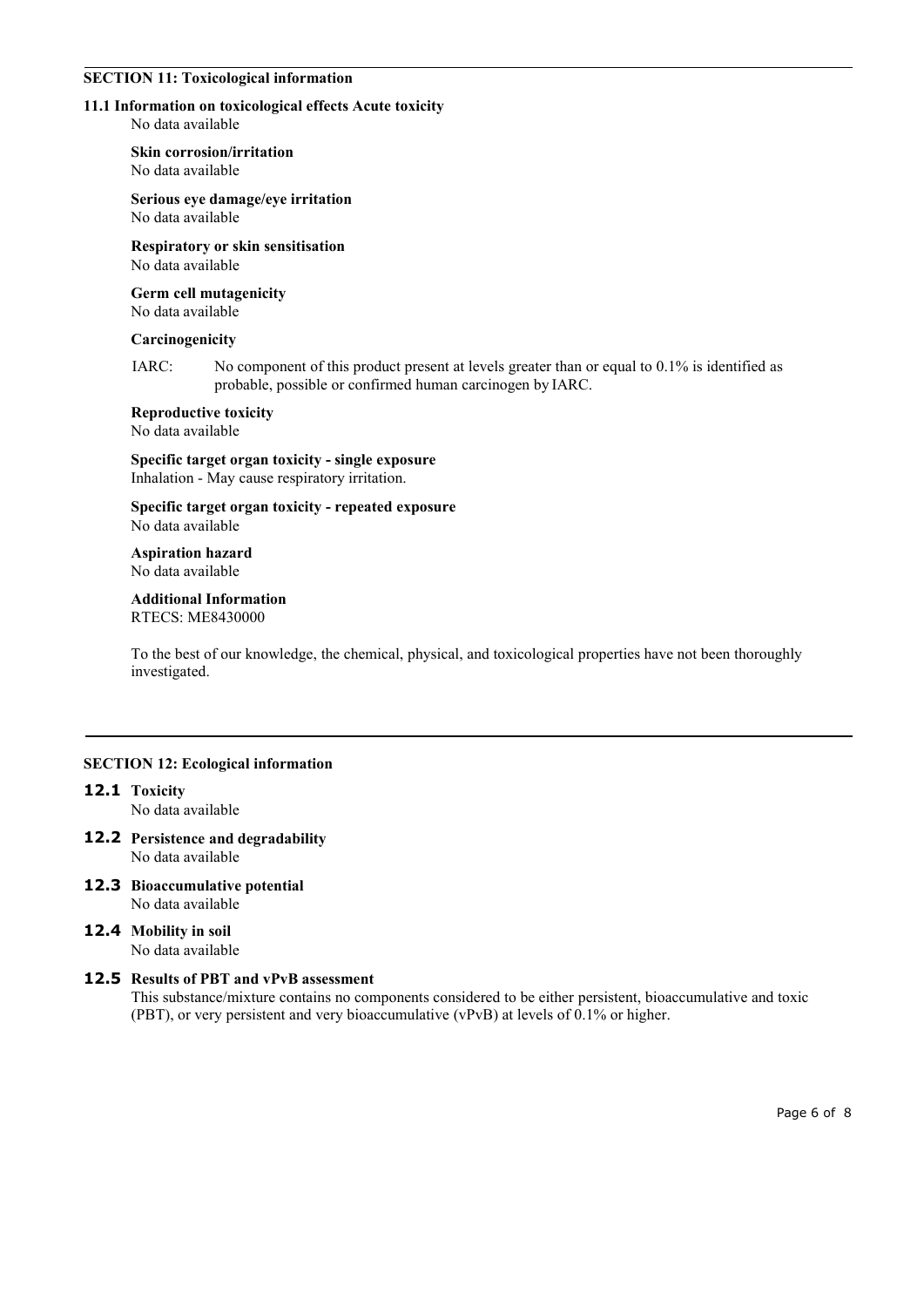## SECTION 11: Toxicological information

### 11.1 Information on toxicological effects Acute toxicity

No data available

**Skin corrosion/irritation**
No data available

**Serious eye damage/eye irritation**
No data available

**Respiratory or skin sensitisation**
No data available

**Germ cell mutagenicity**
No data available

**Carcinogenicity**

IARC: No component of this product present at levels greater than or equal to 0.1% is identified as probable, possible or confirmed human carcinogen by IARC.

**Reproductive toxicity**
No data available

**Specific target organ toxicity - single exposure**
Inhalation - May cause respiratory irritation.

**Specific target organ toxicity - repeated exposure**
No data available

**Aspiration hazard**
No data available

**Additional Information**
RTECS: ME8430000

To the best of our knowledge, the chemical, physical, and toxicological properties have not been thoroughly investigated.

## SECTION 12: Ecological information

### 12.1 Toxicity

No data available

### 12.2 Persistence and degradability

No data available

### 12.3 Bioaccumulative potential

No data available

### 12.4 Mobility in soil

No data available

### 12.5 Results of PBT and vPvB assessment

This substance/mixture contains no components considered to be either persistent, bioaccumulative and toxic (PBT), or very persistent and very bioaccumulative (vPvB) at levels of 0.1% or higher.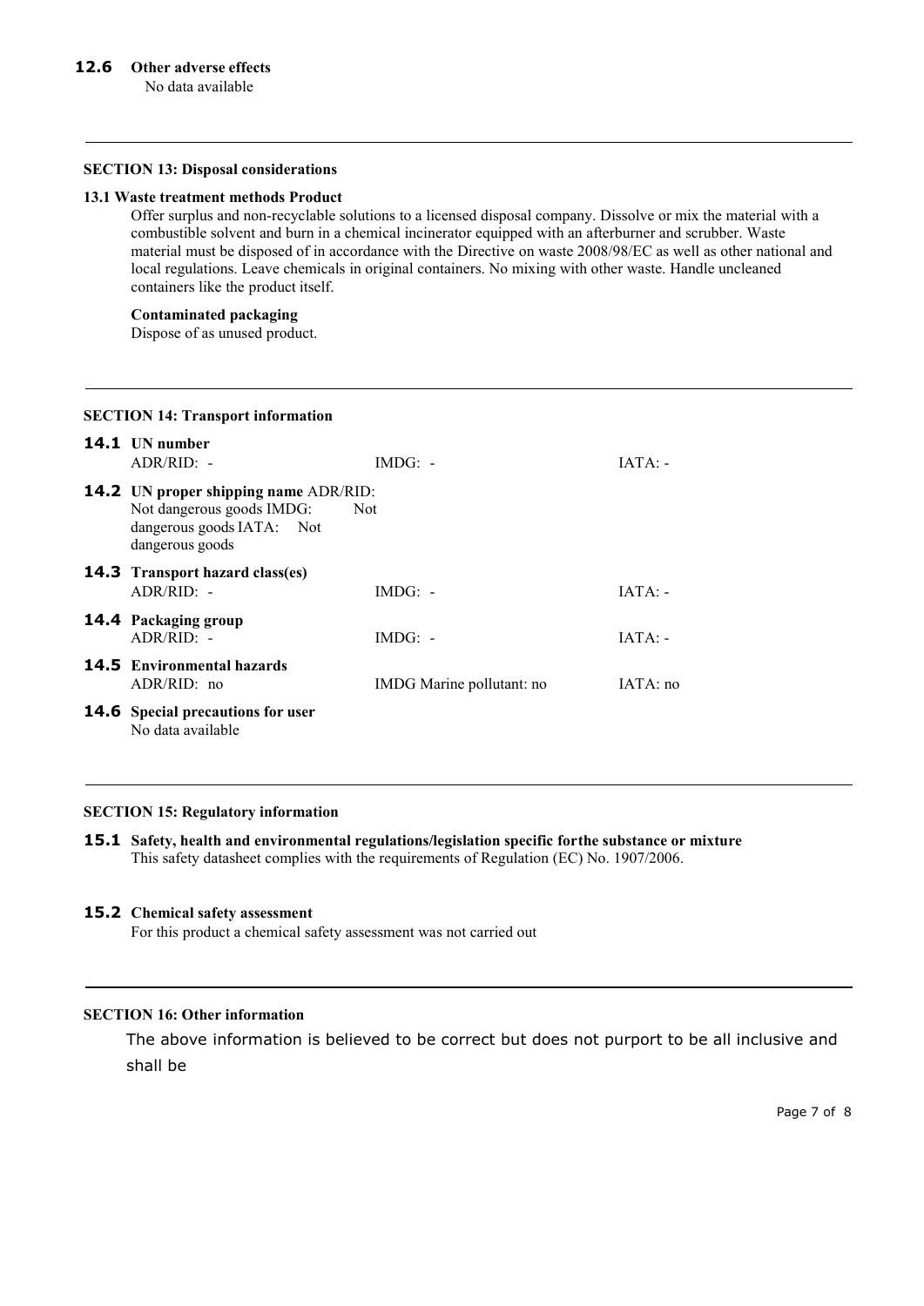**12.6 Other adverse effects**

No data available

---

**SECTION 13: Disposal considerations**

**13.1 Waste treatment methods Product**

Offer surplus and non-recyclable solutions to a licensed disposal company. Dissolve or mix the material with a combustible solvent and burn in a chemical incinerator equipped with an afterburner and scrubber. Waste material must be disposed of in accordance with the Directive on waste 2008/98/EC as well as other national and local regulations. Leave chemicals in original containers. No mixing with other waste. Handle uncleaned containers like the product itself.

**Contaminated packaging**

Dispose of as unused product.

---

**SECTION 14: Transport information**

**14.1 UN number**

ADR/RID: - IMDG: - IATA: -

**14.2 UN proper shipping name** ADR/RID: Not dangerous goods IMDG: Not dangerous goods IATA: Not dangerous goods

**14.3 Transport hazard class(es)**

ADR/RID: - IMDG: - IATA: -

**14.4 Packaging group**

ADR/RID: - IMDG: - IATA: -

**14.5 Environmental hazards**

ADR/RID: no IMDG Marine pollutant: no IATA: no

**14.6 Special precautions for user**

No data available

---

**SECTION 15: Regulatory information**

**15.1 Safety, health and environmental regulations/legislation specific forthe substance or mixture**

This safety datasheet complies with the requirements of Regulation (EC) No. 1907/2006.

**15.2 Chemical safety assessment**

For this product a chemical safety assessment was not carried out

---

**SECTION 16: Other information**

The above information is believed to be correct but does not purport to be all inclusive and shall be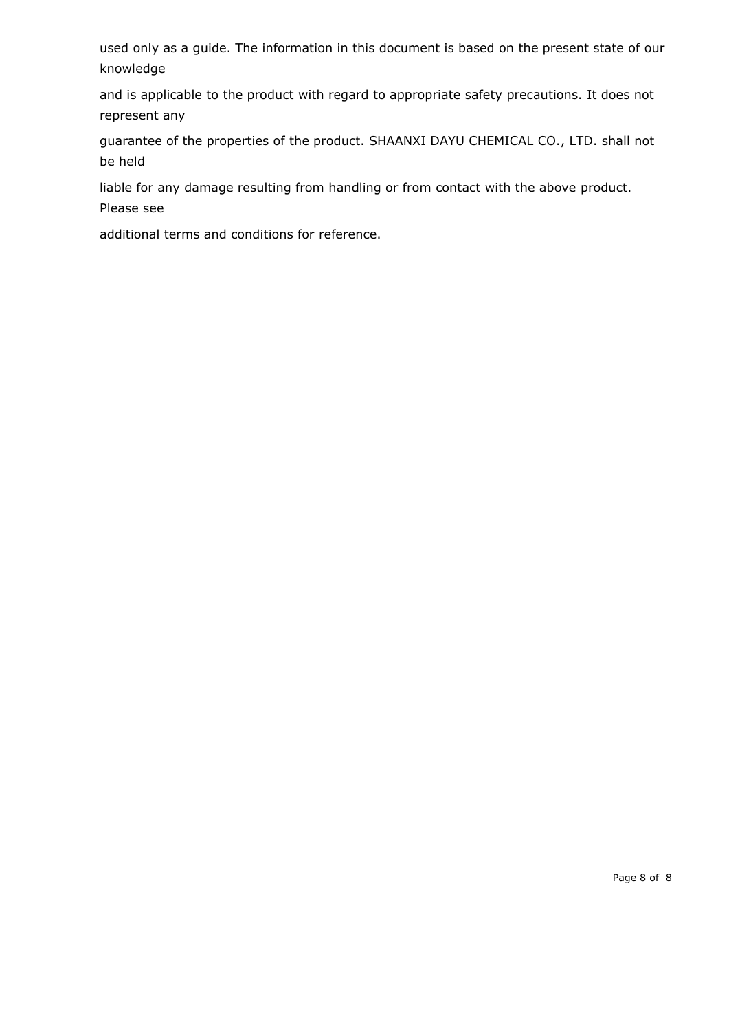used only as a guide. The information in this document is based on the present state of our knowledge

and is applicable to the product with regard to appropriate safety precautions. It does not represent any

guarantee of the properties of the product. SHAANXI DAYU CHEMICAL CO., LTD. shall not be held

liable for any damage resulting from handling or from contact with the above product. Please see

additional terms and conditions for reference.